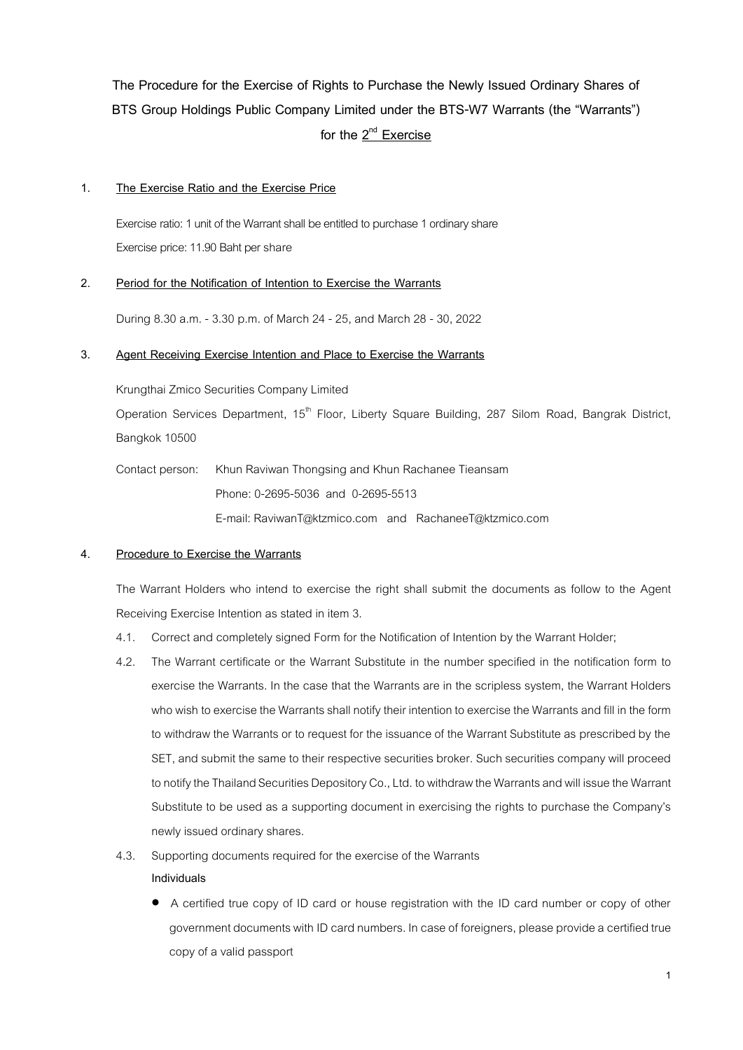# The Procedure for the Exercise of Rights to Purchase the Newly Issued Ordinary Shares of BTS Group Holdings Public Company Limited under the BTS-W7 Warrants (the "Warrants") for the 2nd Exercise

## 1. The Exercise Ratio and the Exercise Price

Exercise ratio: 1 unit of the Warrant shall be entitled to purchase 1 ordinary share

Exercise price: 11.90 Baht per share

## 2. Period for the Notification of Intention to Exercise the Warrants

During 8.30 a.m. - 3.30 p.m. of March 24 - 25, and March 28 - 30, 2022

## 3. Agent Receiving Exercise Intention and Place to Exercise the Warrants

Krungthai Zmico Securities Company Limited

Operation Services Department, 15th Floor, Liberty Square Building, 287 Silom Road, Bangrak District, Bangkok 10500

Contact person: Khun Raviwan Thongsing and Khun Rachanee Tieansam

Phone: 0-2695-5036 and 0-2695-5513

E-mail: RaviwanT@ktzmico.com and RachaneeT@ktzmico.com

## 4. Procedure to Exercise the Warrants

The Warrant Holders who intend to exercise the right shall submit the documents as follow to the Agent Receiving Exercise Intention as stated in item 3.

4.1. Correct and completely signed Form for the Notification of Intention by the Warrant Holder;

4.2. The Warrant certificate or the Warrant Substitute in the number specified in the notification form to exercise the Warrants. In the case that the Warrants are in the scripless system, the Warrant Holders who wish to exercise the Warrants shall notify their intention to exercise the Warrants and fill in the form to withdraw the Warrants or to request for the issuance of the Warrant Substitute as prescribed by the SET, and submit the same to their respective securities broker. Such securities company will proceed to notify the Thailand Securities Depository Co., Ltd. to withdraw the Warrants and will issue the Warrant Substitute to be used as a supporting document in exercising the rights to purchase the Company's newly issued ordinary shares.

4.3. Supporting documents required for the exercise of the Warrants

**Individuals**

- A certified true copy of ID card or house registration with the ID card number or copy of other government documents with ID card numbers. In case of foreigners, please provide a certified true copy of a valid passport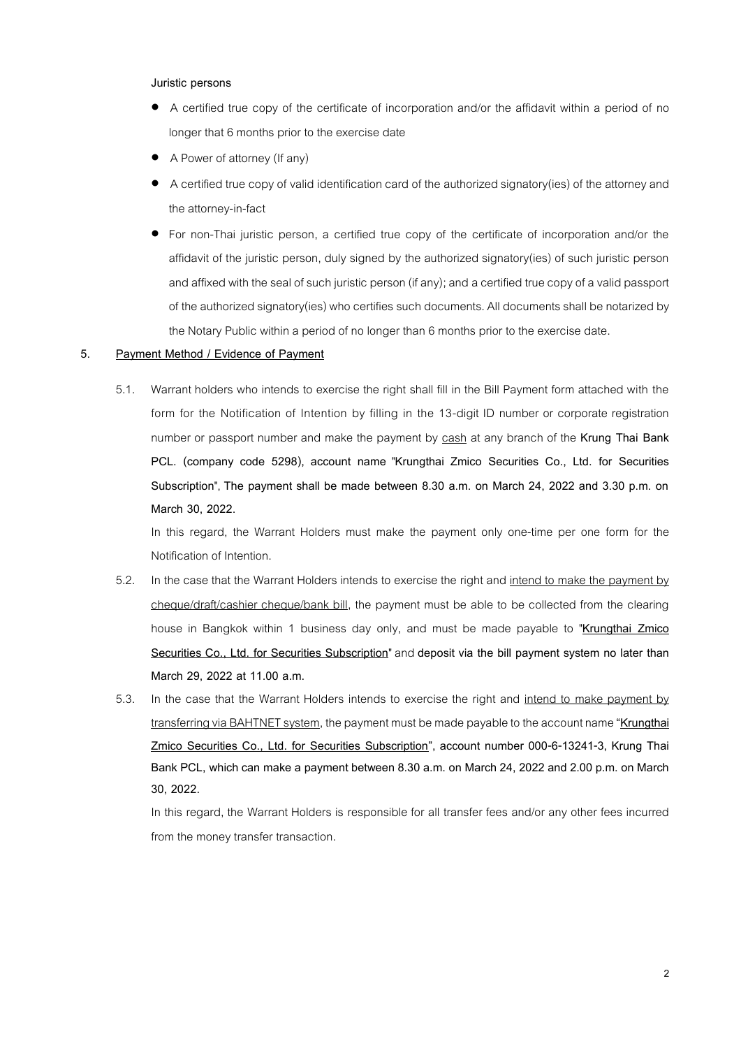**Juristic persons**

- A certified true copy of the certificate of incorporation and/or the affidavit within a period of no longer that 6 months prior to the exercise date
- A Power of attorney (If any)
- A certified true copy of valid identification card of the authorized signatory(ies) of the attorney and the attorney-in-fact
- For non-Thai juristic person, a certified true copy of the certificate of incorporation and/or the affidavit of the juristic person, duly signed by the authorized signatory(ies) of such juristic person and affixed with the seal of such juristic person (if any); and a certified true copy of a valid passport of the authorized signatory(ies) who certifies such documents. All documents shall be notarized by the Notary Public within a period of no longer than 6 months prior to the exercise date.

5. **Payment Method / Evidence of Payment**

5.1. Warrant holders who intends to exercise the right shall fill in the Bill Payment form attached with the form for the Notification of Intention by filling in the 13-digit ID number or corporate registration number or passport number and make the payment by cash at any branch of the **Krung Thai Bank PCL. (company code 5298), account name "Krungthai Zmico Securities Co., Ltd. for Securities Subscription", The payment shall be made between 8.30 a.m. on March 24, 2022 and 3.30 p.m. on March 30, 2022.**

In this regard, the Warrant Holders must make the payment only one-time per one form for the Notification of Intention.

5.2. In the case that the Warrant Holders intends to exercise the right and intend to make the payment by cheque/draft/cashier cheque/bank bill, the payment must be able to be collected from the clearing house in Bangkok within 1 business day only, and must be made payable to "**Krungthai Zmico Securities Co., Ltd. for Securities Subscription**" and **deposit via the bill payment system no later than March 29, 2022 at 11.00 a.m.**

5.3. In the case that the Warrant Holders intends to exercise the right and intend to make payment by transferring via BAHTNET system, the payment must be made payable to the account name **"Krungthai Zmico Securities Co., Ltd. for Securities Subscription", account number 000-6-13241-3, Krung Thai Bank PCL, which can make a payment between 8.30 a.m. on March 24, 2022 and 2.00 p.m. on March 30, 2022.**

In this regard, the Warrant Holders is responsible for all transfer fees and/or any other fees incurred from the money transfer transaction.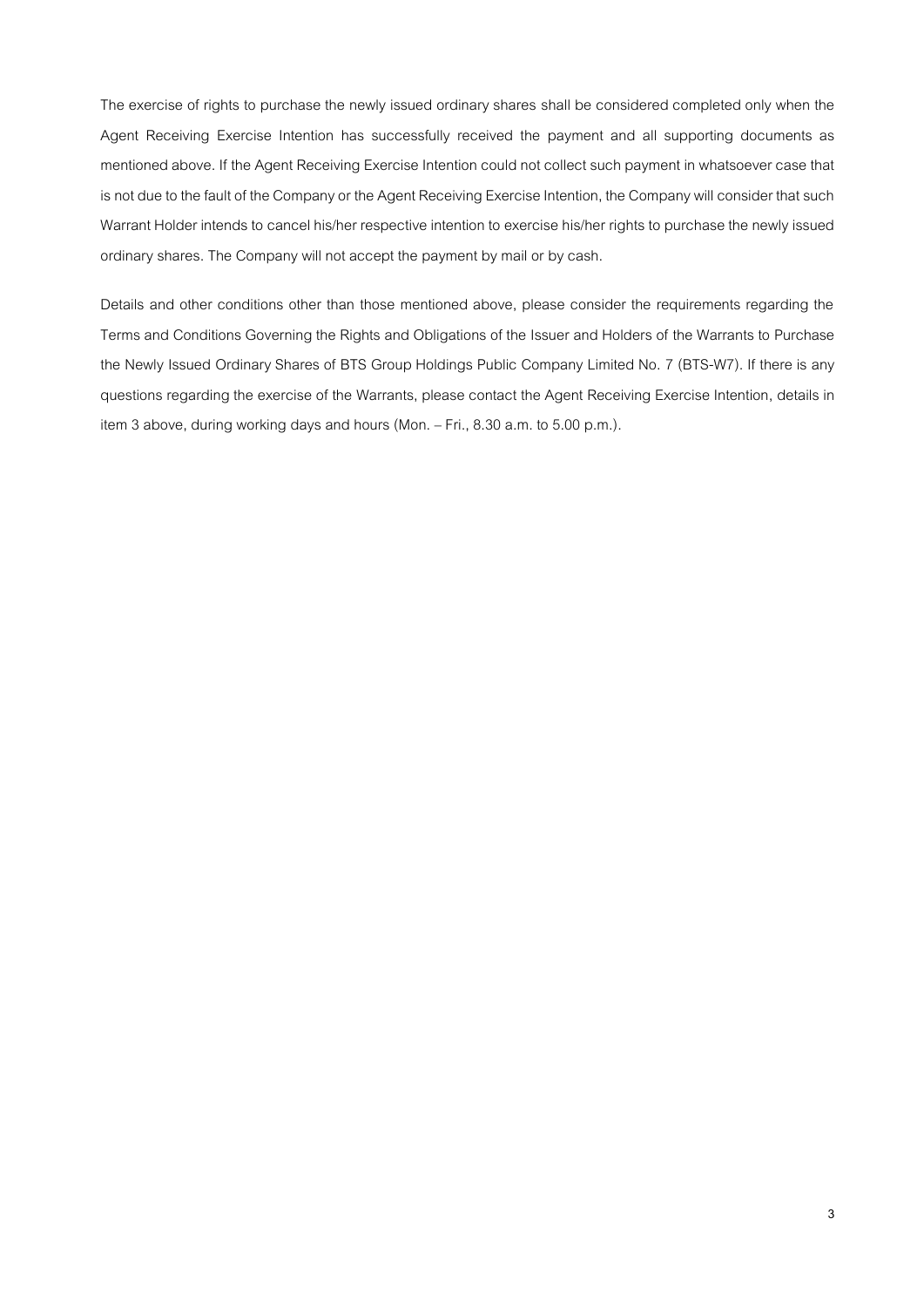The exercise of rights to purchase the newly issued ordinary shares shall be considered completed only when the Agent Receiving Exercise Intention has successfully received the payment and all supporting documents as mentioned above. If the Agent Receiving Exercise Intention could not collect such payment in whatsoever case that is not due to the fault of the Company or the Agent Receiving Exercise Intention, the Company will consider that such Warrant Holder intends to cancel his/her respective intention to exercise his/her rights to purchase the newly issued ordinary shares. The Company will not accept the payment by mail or by cash.

Details and other conditions other than those mentioned above, please consider the requirements regarding the Terms and Conditions Governing the Rights and Obligations of the Issuer and Holders of the Warrants to Purchase the Newly Issued Ordinary Shares of BTS Group Holdings Public Company Limited No. 7 (BTS-W7). If there is any questions regarding the exercise of the Warrants, please contact the Agent Receiving Exercise Intention, details in item 3 above, during working days and hours (Mon. – Fri., 8.30 a.m. to 5.00 p.m.).